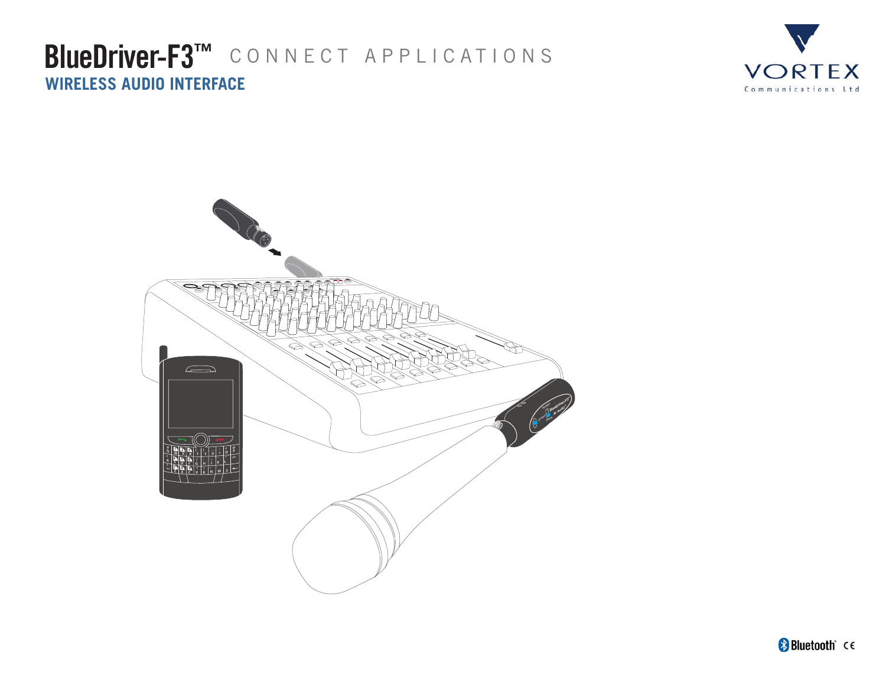# BlueDriver-F3™ CONNECT APPLICATIONS

## WIRELESS AUDIO INTERFACE

VORTEX

Communications Ltd

Bluetooth® CE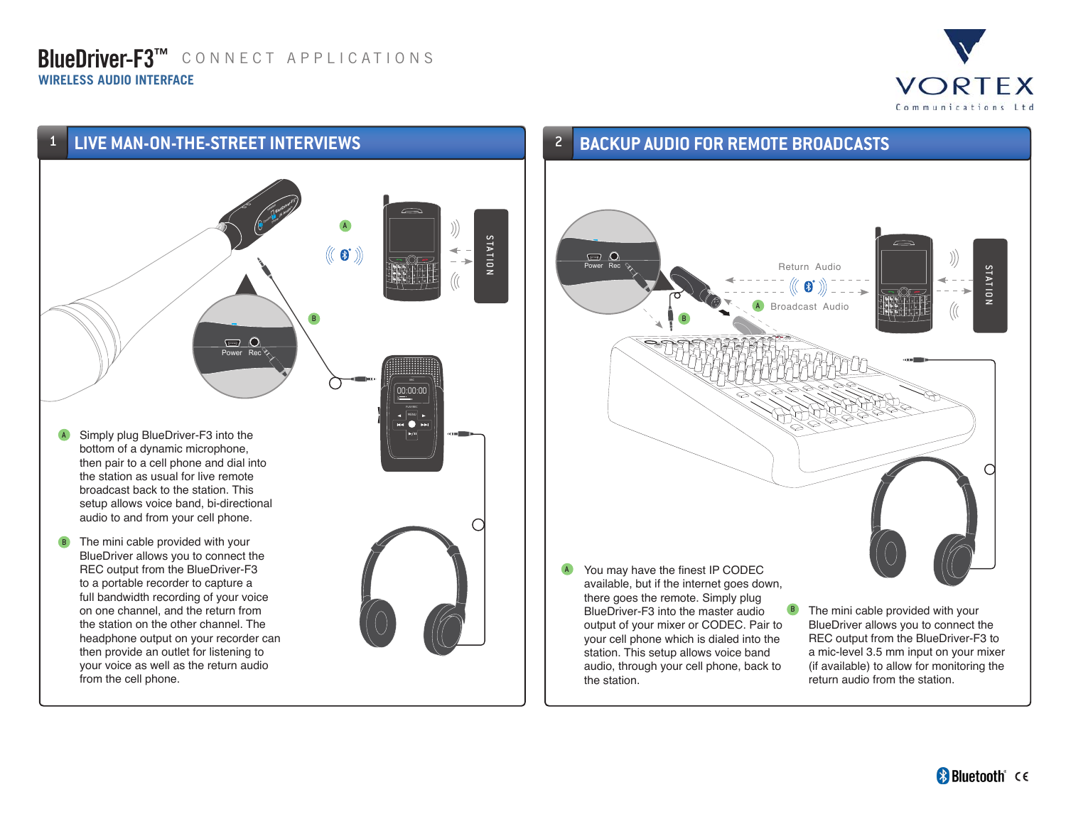# BlueDriver-F3™ CONNECT APPLICATIONS

**WIRELESS AUDIO INTERFACE**

VORTEX Communications Ltd

## 1 LIVE MAN-ON-THE-STREET INTERVIEWS

**A** Simply plug BlueDriver-F3 into the bottom of a dynamic microphone, then pair to a cell phone and dial into the station as usual for live remote broadcast back to the station. This setup allows voice band, bi-directional audio to and from your cell phone.

**B** The mini cable provided with your BlueDriver allows you to connect the REC output from the BlueDriver-F3 to a portable recorder to capture a full bandwidth recording of your voice on one channel, and the return from the station on the other channel. The headphone output on your recorder can then provide an outlet for listening to your voice as well as the return audio from the cell phone.

## 2 BACKUP AUDIO FOR REMOTE BROADCASTS

**A** You may have the finest IP CODEC available, but if the internet goes down, there goes the remote. Simply plug BlueDriver-F3 into the master audio output of your mixer or CODEC. Pair to your cell phone which is dialed into the station. This setup allows voice band audio, through your cell phone, back to the station.

**B** The mini cable provided with your BlueDriver allows you to connect the REC output from the BlueDriver-F3 to a mic-level 3.5 mm input on your mixer (if available) to allow for monitoring the return audio from the station.

Bluetooth® CE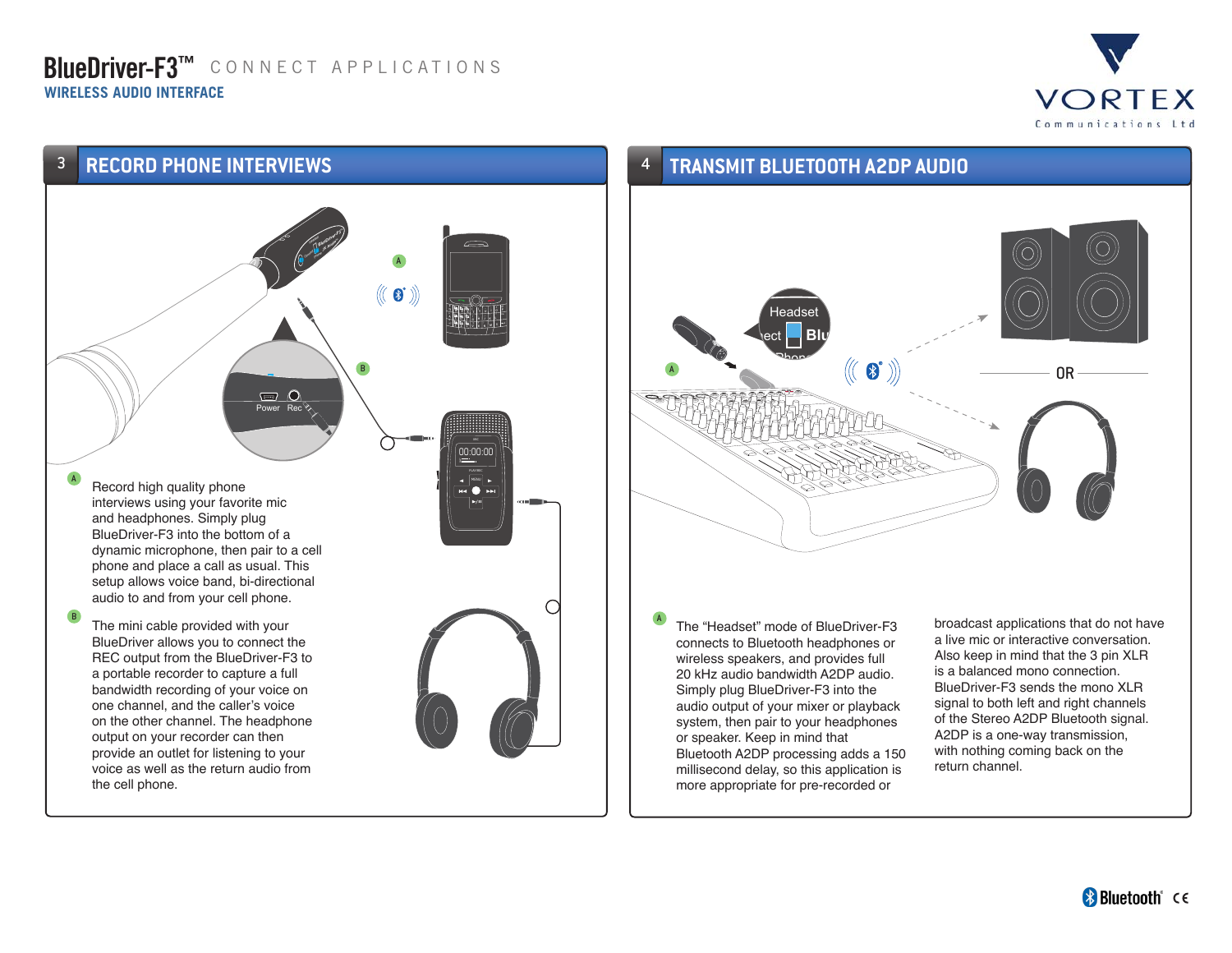# BlueDriver-F3™ CONNECT APPLICATIONS

**WIRELESS AUDIO INTERFACE**

## 3 RECORD PHONE INTERVIEWS

**A** Record high quality phone interviews using your favorite mic and headphones. Simply plug BlueDriver-F3 into the bottom of a dynamic microphone, then pair to a cell phone and place a call as usual. This setup allows voice band, bi-directional audio to and from your cell phone.

**B** The mini cable provided with your BlueDriver allows you to connect the REC output from the BlueDriver-F3 to a portable recorder to capture a full bandwidth recording of your voice on one channel, and the caller's voice on the other channel. The headphone output on your recorder can then provide an outlet for listening to your voice as well as the return audio from the cell phone.

## 4 TRANSMIT BLUETOOTH A2DP AUDIO

**A** The "Headset" mode of BlueDriver-F3 connects to Bluetooth headphones or wireless speakers, and provides full 20 kHz audio bandwidth A2DP audio. Simply plug BlueDriver-F3 into the audio output of your mixer or playback system, then pair to your headphones or speaker. Keep in mind that Bluetooth A2DP processing adds a 150 millisecond delay, so this application is more appropriate for pre-recorded or broadcast applications that do not have a live mic or interactive conversation. Also keep in mind that the 3 pin XLR is a balanced mono connection. BlueDriver-F3 sends the mono XLR signal to both left and right channels of the Stereo A2DP Bluetooth signal. A2DP is a one-way transmission, with nothing coming back on the return channel.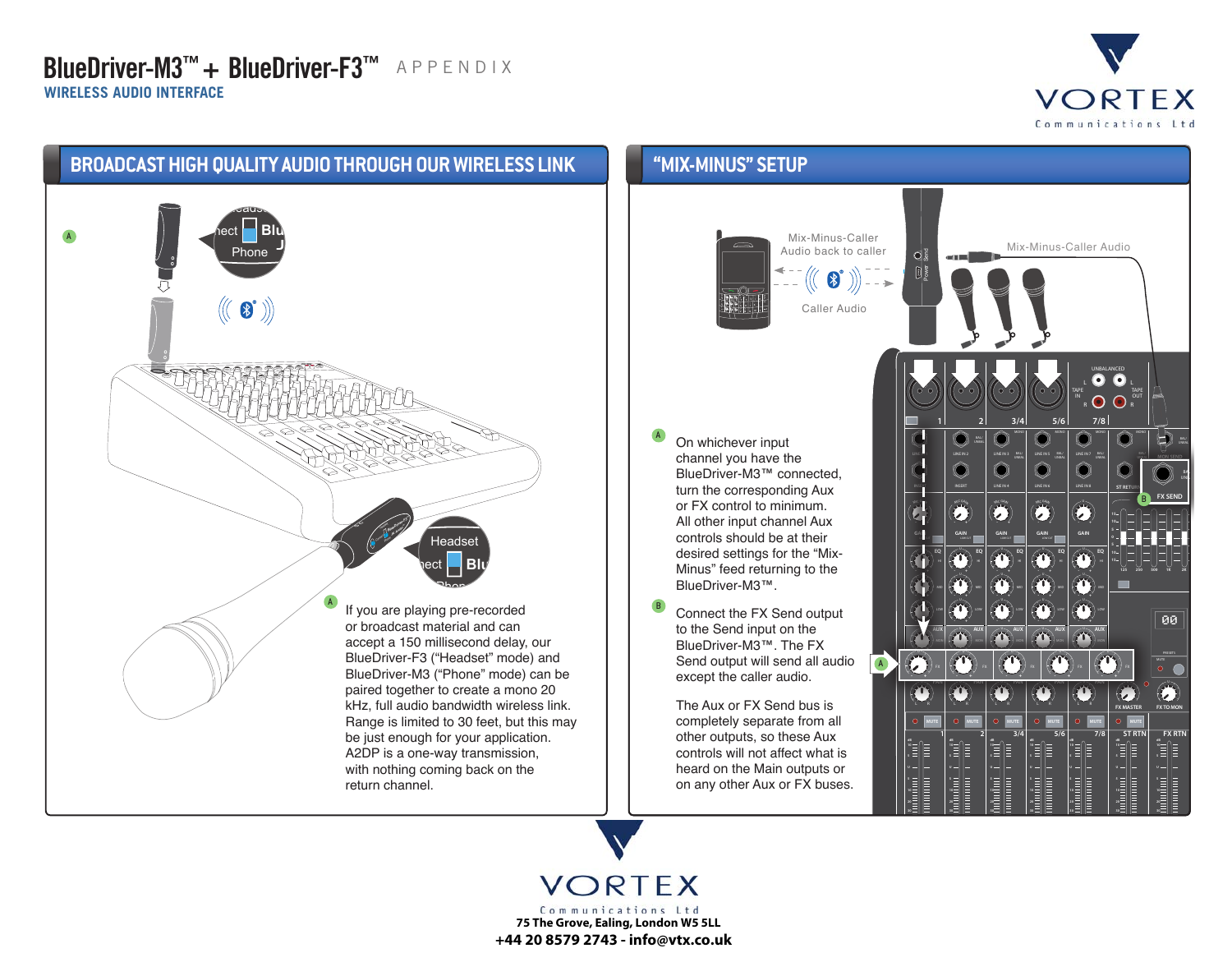# BlueDriver-M3™ + BlueDriver-F3™ APPENDIX

WIRELESS AUDIO INTERFACE

## BROADCAST HIGH QUALITY AUDIO THROUGH OUR WIRELESS LINK

A

A If you are playing pre-recorded or broadcast material and can accept a 150 millisecond delay, our BlueDriver-F3 ("Headset" mode) and BlueDriver-M3 ("Phone" mode) can be paired together to create a mono 20 kHz, full audio bandwidth wireless link. Range is limited to 30 feet, but this may be just enough for your application. A2DP is a one-way transmission, with nothing coming back on the return channel.

## "MIX-MINUS" SETUP

Mix-Minus-Caller Audio back to caller

Caller Audio

Mix-Minus-Caller Audio

A On whichever input channel you have the BlueDriver-M3™ connected, turn the corresponding Aux or FX control to minimum. All other input channel Aux controls should be at their desired settings for the "Mix-Minus" feed returning to the BlueDriver-M3™.

B Connect the FX Send output to the Send input on the BlueDriver-M3™. The FX Send output will send all audio except the caller audio.

The Aux or FX Send bus is completely separate from all other outputs, so these Aux controls will not affect what is heard on the Main outputs or on any other Aux or FX buses.

VORTEX Communications Ltd
75 The Grove, Ealing, London W5 5LL
+44 20 8579 2743 - info@vtx.co.uk